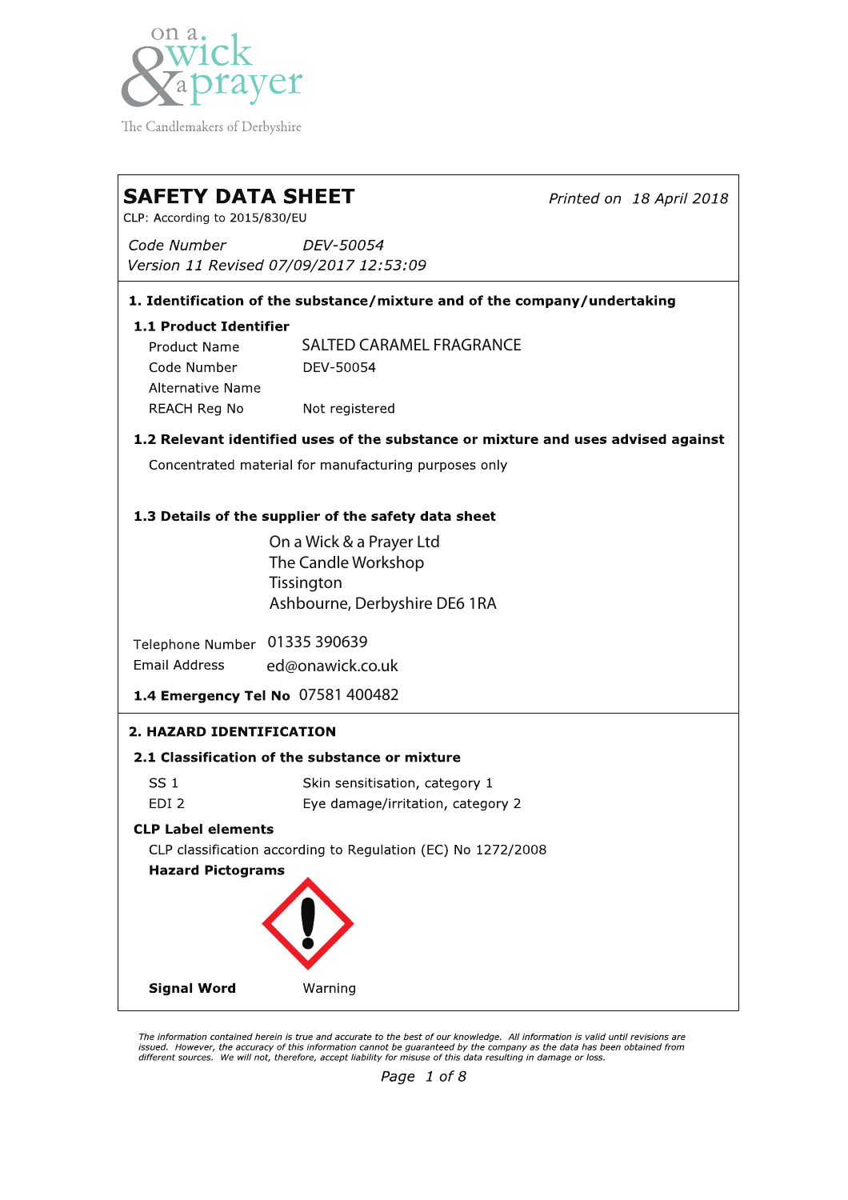on a wick & a prayer

The Candlemakers of Derbyshire

# SAFETY DATA SHEET

*Printed on 18 April 2018*

CLP: According to 2015/830/EU

*Code Number* *DEV-50054*

*Version 11 Revised 07/09/2017 12:53:09*

## 1. Identification of the substance/mixture and of the company/undertaking

### 1.1 Product Identifier

| | |
|---|---|
| Product Name | SALTED CARAMEL FRAGRANCE |
| Code Number | DEV-50054 |
| Alternative Name | |
| REACH Reg No | Not registered |

### 1.2 Relevant identified uses of the substance or mixture and uses advised against

Concentrated material for manufacturing purposes only

### 1.3 Details of the supplier of the safety data sheet

On a Wick & a Prayer Ltd
The Candle Workshop
Tissington
Ashbourne, Derbyshire DE6 1RA

Telephone Number 01335 390639

Email Address ed@onawick.co.uk

**1.4 Emergency Tel No** 07581 400482

## 2. HAZARD IDENTIFICATION

### 2.1 Classification of the substance or mixture

| | |
|---|---|
| SS 1 | Skin sensitisation, category 1 |
| EDI 2 | Eye damage/irritation, category 2 |

**CLP Label elements**

CLP classification according to Regulation (EC) No 1272/2008

**Hazard Pictograms**

**Signal Word** Warning

*The information contained herein is true and accurate to the best of our knowledge. All information is valid until revisions are issued. However, the accuracy of this information cannot be guaranteed by the company as the data has been obtained from different sources. We will not, therefore, accept liability for misuse of this data resulting in damage or loss.*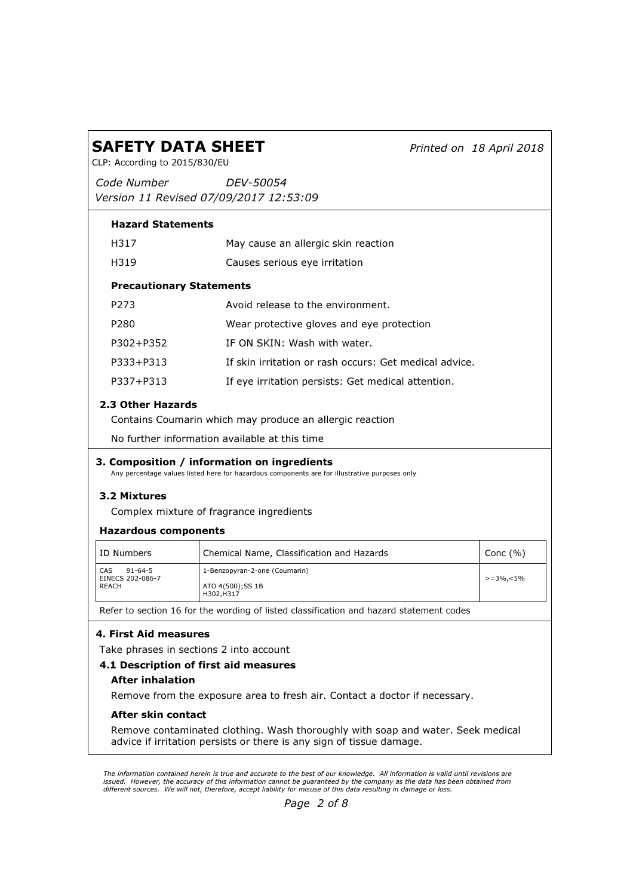# SAFETY DATA SHEET

*Printed on 18 April 2018*

CLP: According to 2015/830/EU

*Code Number* *DEV-50054*

*Version 11 Revised 07/09/2017 12:53:09*

### Hazard Statements

| | |
|---|---|
| H317 | May cause an allergic skin reaction |
| H319 | Causes serious eye irritation |

### Precautionary Statements

| | |
|---|---|
| P273 | Avoid release to the environment. |
| P280 | Wear protective gloves and eye protection |
| P302+P352 | IF ON SKIN: Wash with water. |
| P333+P313 | If skin irritation or rash occurs: Get medical advice. |
| P337+P313 | If eye irritation persists: Get medical attention. |

### 2.3 Other Hazards

Contains Coumarin which may produce an allergic reaction

No further information available at this time

## 3. Composition / information on ingredients

Any percentage values listed here for hazardous components are for illustrative purposes only

### 3.2 Mixtures

Complex mixture of fragrance ingredients

### Hazardous components

| ID Numbers | Chemical Name, Classification and Hazards | Conc (%) |
|---|---|---|
| CAS 91-64-5<br>EINECS 202-086-7<br>REACH | 1-Benzopyran-2-one (Coumarin)<br><br>ATO 4(500);SS 1B<br>H302,H317 | >=3%,<5% |

Refer to section 16 for the wording of listed classification and hazard statement codes

## 4. First Aid measures

Take phrases in sections 2 into account

### 4.1 Description of first aid measures

**After inhalation**

Remove from the exposure area to fresh air. Contact a doctor if necessary.

**After skin contact**

Remove contaminated clothing. Wash thoroughly with soap and water. Seek medical advice if irritation persists or there is any sign of tissue damage.

*The information contained herein is true and accurate to the best of our knowledge. All information is valid until revisions are issued. However, the accuracy of this information cannot be guaranteed by the company as the data has been obtained from different sources. We will not, therefore, accept liability for misuse of this data resulting in damage or loss.*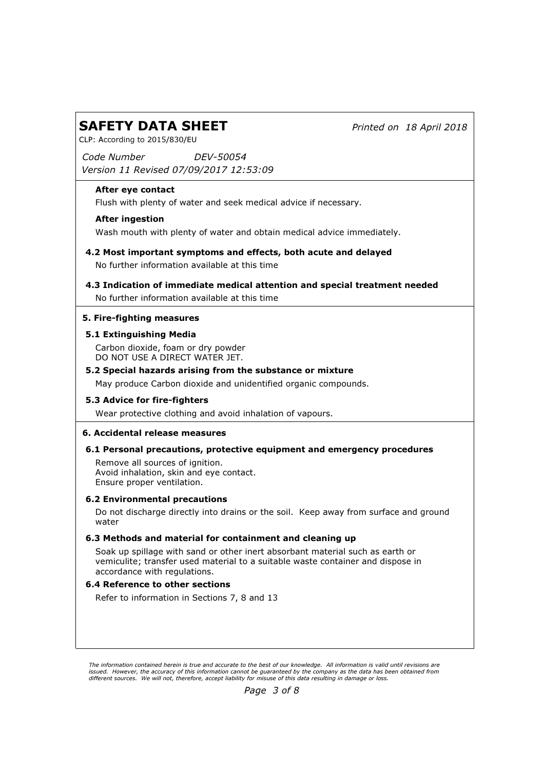**After eye contact**

Flush with plenty of water and seek medical advice if necessary.

**After ingestion**

Wash mouth with plenty of water and obtain medical advice immediately.

### 4.2 Most important symptoms and effects, both acute and delayed

No further information available at this time

### 4.3 Indication of immediate medical attention and special treatment needed

No further information available at this time

## 5. Fire-fighting measures

### 5.1 Extinguishing Media

Carbon dioxide, foam or dry powder
DO NOT USE A DIRECT WATER JET.

### 5.2 Special hazards arising from the substance or mixture

May produce Carbon dioxide and unidentified organic compounds.

### 5.3 Advice for fire-fighters

Wear protective clothing and avoid inhalation of vapours.

## 6. Accidental release measures

### 6.1 Personal precautions, protective equipment and emergency procedures

Remove all sources of ignition.
Avoid inhalation, skin and eye contact.
Ensure proper ventilation.

### 6.2 Environmental precautions

Do not discharge directly into drains or the soil. Keep away from surface and ground water

### 6.3 Methods and material for containment and cleaning up

Soak up spillage with sand or other inert absorbant material such as earth or vemiculite; transfer used material to a suitable waste container and dispose in accordance with regulations.

### 6.4 Reference to other sections

Refer to information in Sections 7, 8 and 13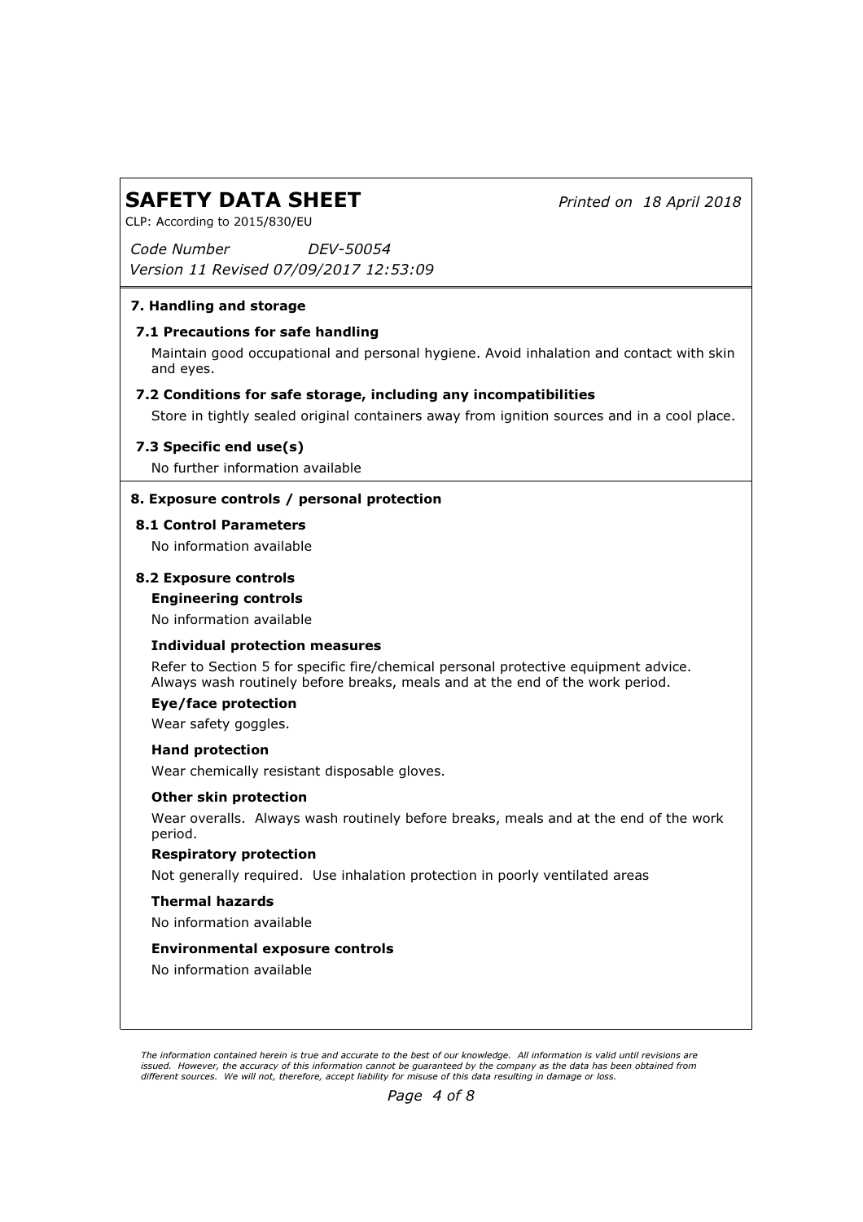## 7. Handling and storage

### 7.1 Precautions for safe handling

Maintain good occupational and personal hygiene. Avoid inhalation and contact with skin and eyes.

### 7.2 Conditions for safe storage, including any incompatibilities

Store in tightly sealed original containers away from ignition sources and in a cool place.

### 7.3 Specific end use(s)

No further information available

## 8. Exposure controls / personal protection

### 8.1 Control Parameters

No information available

### 8.2 Exposure controls

**Engineering controls**

No information available

**Individual protection measures**

Refer to Section 5 for specific fire/chemical personal protective equipment advice. Always wash routinely before breaks, meals and at the end of the work period.

**Eye/face protection**

Wear safety goggles.

**Hand protection**

Wear chemically resistant disposable gloves.

**Other skin protection**

Wear overalls. Always wash routinely before breaks, meals and at the end of the work period.

**Respiratory protection**

Not generally required. Use inhalation protection in poorly ventilated areas

**Thermal hazards**

No information available

**Environmental exposure controls**

No information available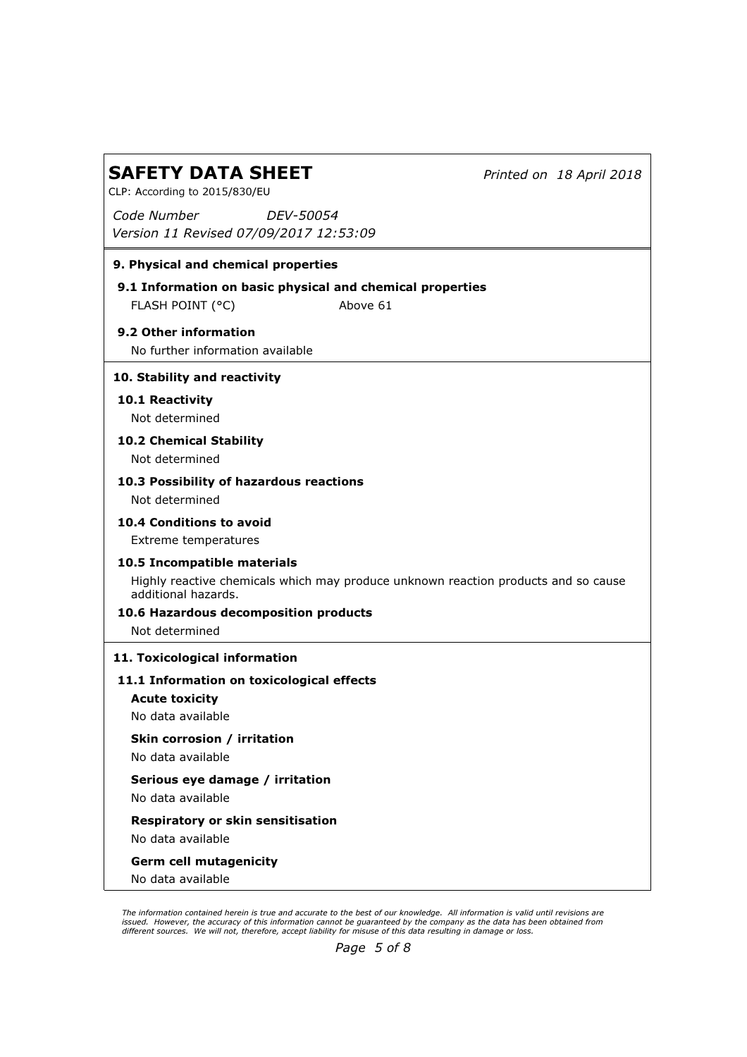## 9. Physical and chemical properties

### 9.1 Information on basic physical and chemical properties

| | |
|---|---|
| FLASH POINT (°C) | Above 61 |

### 9.2 Other information

No further information available

## 10. Stability and reactivity

### 10.1 Reactivity

Not determined

### 10.2 Chemical Stability

Not determined

### 10.3 Possibility of hazardous reactions

Not determined

### 10.4 Conditions to avoid

Extreme temperatures

### 10.5 Incompatible materials

Highly reactive chemicals which may produce unknown reaction products and so cause additional hazards.

### 10.6 Hazardous decomposition products

Not determined

## 11. Toxicological information

### 11.1 Information on toxicological effects

**Acute toxicity**

No data available

**Skin corrosion / irritation**

No data available

**Serious eye damage / irritation**

No data available

**Respiratory or skin sensitisation**

No data available

**Germ cell mutagenicity**

No data available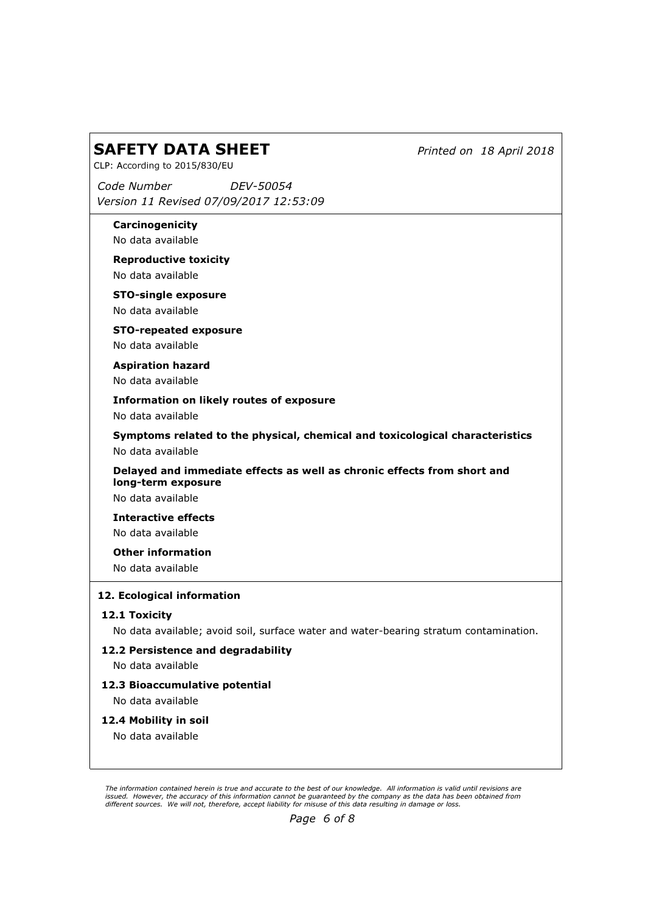**Carcinogenicity**

No data available

**Reproductive toxicity**

No data available

**STO-single exposure**

No data available

**STO-repeated exposure**

No data available

**Aspiration hazard**

No data available

**Information on likely routes of exposure**

No data available

**Symptoms related to the physical, chemical and toxicological characteristics**

No data available

**Delayed and immediate effects as well as chronic effects from short and long-term exposure**

No data available

**Interactive effects**

No data available

**Other information**

No data available

## 12. Ecological information

### 12.1 Toxicity

No data available; avoid soil, surface water and water-bearing stratum contamination.

### 12.2 Persistence and degradability

No data available

### 12.3 Bioaccumulative potential

No data available

### 12.4 Mobility in soil

No data available

*The information contained herein is true and accurate to the best of our knowledge. All information is valid until revisions are issued. However, the accuracy of this information cannot be guaranteed by the company as the data has been obtained from different sources. We will not, therefore, accept liability for misuse of this data resulting in damage or loss.*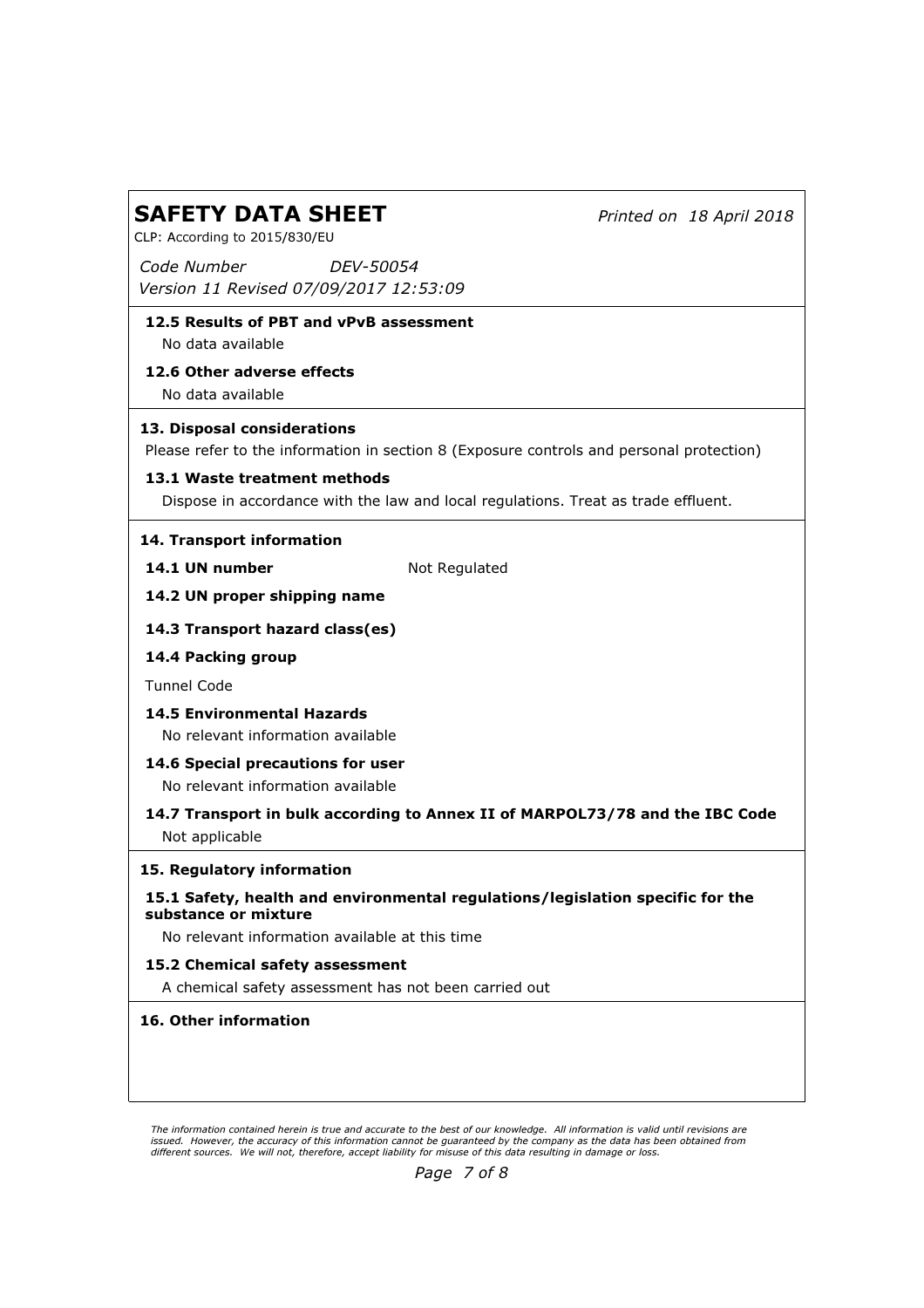### 12.5 Results of PBT and vPvB assessment

No data available

### 12.6 Other adverse effects

No data available

## 13. Disposal considerations

Please refer to the information in section 8 (Exposure controls and personal protection)

### 13.1 Waste treatment methods

Dispose in accordance with the law and local regulations. Treat as trade effluent.

## 14. Transport information

**14.1 UN number** Not Regulated

### 14.2 UN proper shipping name

### 14.3 Transport hazard class(es)

### 14.4 Packing group

Tunnel Code

### 14.5 Environmental Hazards

No relevant information available

### 14.6 Special precautions for user

No relevant information available

### 14.7 Transport in bulk according to Annex II of MARPOL73/78 and the IBC Code

Not applicable

## 15. Regulatory information

### 15.1 Safety, health and environmental regulations/legislation specific for the substance or mixture

No relevant information available at this time

### 15.2 Chemical safety assessment

A chemical safety assessment has not been carried out

## 16. Other information

*The information contained herein is true and accurate to the best of our knowledge. All information is valid until revisions are issued. However, the accuracy of this information cannot be guaranteed by the company as the data has been obtained from different sources. We will not, therefore, accept liability for misuse of this data resulting in damage or loss.*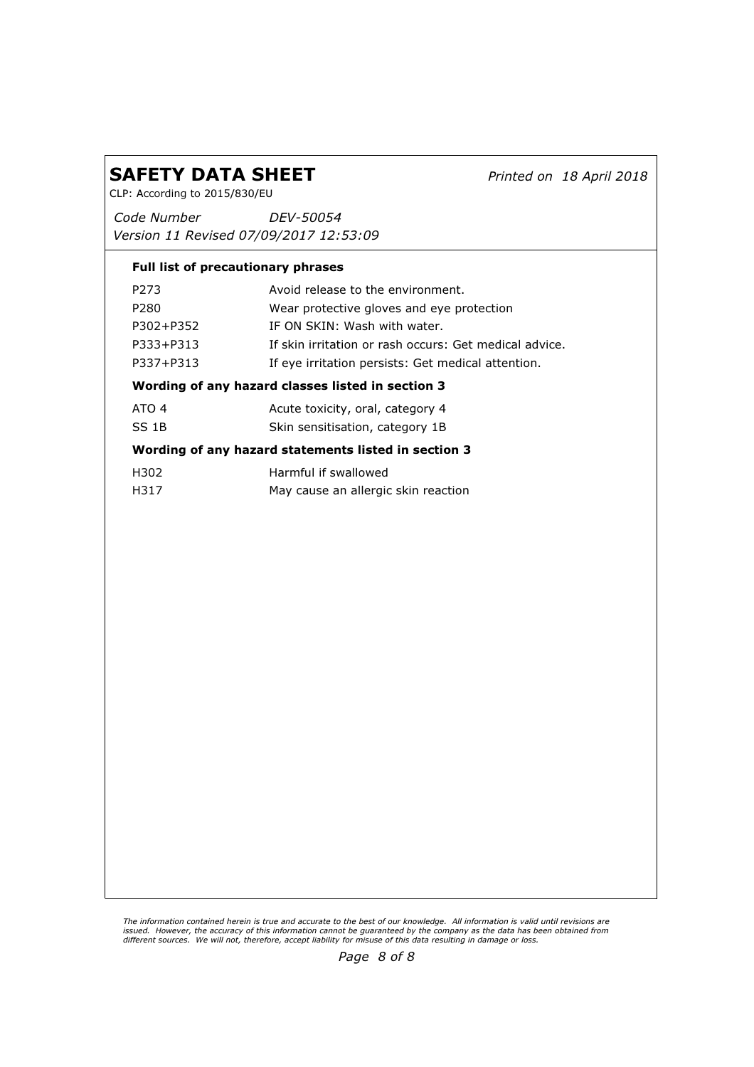**Full list of precautionary phrases**

| | |
|---|---|
| P273 | Avoid release to the environment. |
| P280 | Wear protective gloves and eye protection |
| P302+P352 | IF ON SKIN: Wash with water. |
| P333+P313 | If skin irritation or rash occurs: Get medical advice. |
| P337+P313 | If eye irritation persists: Get medical attention. |

**Wording of any hazard classes listed in section 3**

| | |
|---|---|
| ATO 4 | Acute toxicity, oral, category 4 |
| SS 1B | Skin sensitisation, category 1B |

**Wording of any hazard statements listed in section 3**

| | |
|---|---|
| H302 | Harmful if swallowed |
| H317 | May cause an allergic skin reaction |